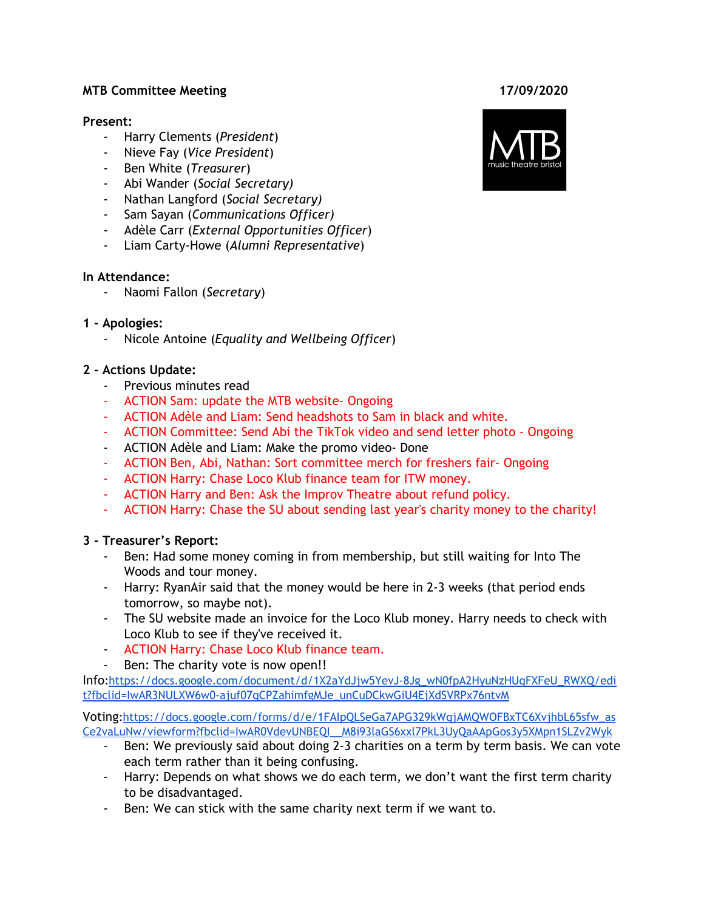**MTB Committee Meeting** **17/09/2020**

**Present:**
- Harry Clements (*President*)
- Nieve Fay (*Vice President*)
- Ben White (*Treasurer*)
- Abi Wander (*Social Secretary)*
- Nathan Langford (*Social Secretary)*
- Sam Sayan (*Communications Officer)*
- Adèle Carr (*External Opportunities Officer*)
- Liam Carty-Howe (*Alumni Representative*)

**In Attendance:**
- Naomi Fallon (*Secretary*)

**1 - Apologies:**
- Nicole Antoine (*Equality and Wellbeing Officer*)

**2 - Actions Update:**
- Previous minutes read
- ACTION Sam: update the MTB website- Ongoing
- ACTION Adèle and Liam: Send headshots to Sam in black and white.
- ACTION Committee: Send Abi the TikTok video and send letter photo - Ongoing
- ACTION Adèle and Liam: Make the promo video- Done
- ACTION Ben, Abi, Nathan: Sort committee merch for freshers fair- Ongoing
- ACTION Harry: Chase Loco Klub finance team for ITW money.
- ACTION Harry and Ben: Ask the Improv Theatre about refund policy.
- ACTION Harry: Chase the SU about sending last year's charity money to the charity!

**3 - Treasurer's Report:**
- Ben: Had some money coming in from membership, but still waiting for Into The Woods and tour money.
- Harry: RyanAir said that the money would be here in 2-3 weeks (that period ends tomorrow, so maybe not).
- The SU website made an invoice for the Loco Klub money. Harry needs to check with Loco Klub to see if they've received it.
- ACTION Harry: Chase Loco Klub finance team.
- Ben: The charity vote is now open!!

Info:https://docs.google.com/document/d/1X2aYdJjw5YevJ-8Jg_wN0fpA2HyuNzHUqFXFeU_RWXQ/edit?fbclid=IwAR3NULXW6w0-ajuf07qCPZahimfgMJe_unCuDCkwGiU4EjXdSVRPx76ntvM

Voting:https://docs.google.com/forms/d/e/1FAIpQLSeGa7APG329kWqjAMQWOFBxTC6XvjhbL65sfw_asCe2vaLuNw/viewform?fbclid=IwAR0VdevUNBEQI__M8i93laGS6xxl7PkL3UyQaAApGos3y5XMpn1SLZv2Wyk

- Ben: We previously said about doing 2-3 charities on a term by term basis. We can vote each term rather than it being confusing.
- Harry: Depends on what shows we do each term, we don't want the first term charity to be disadvantaged.
- Ben: We can stick with the same charity next term if we want to.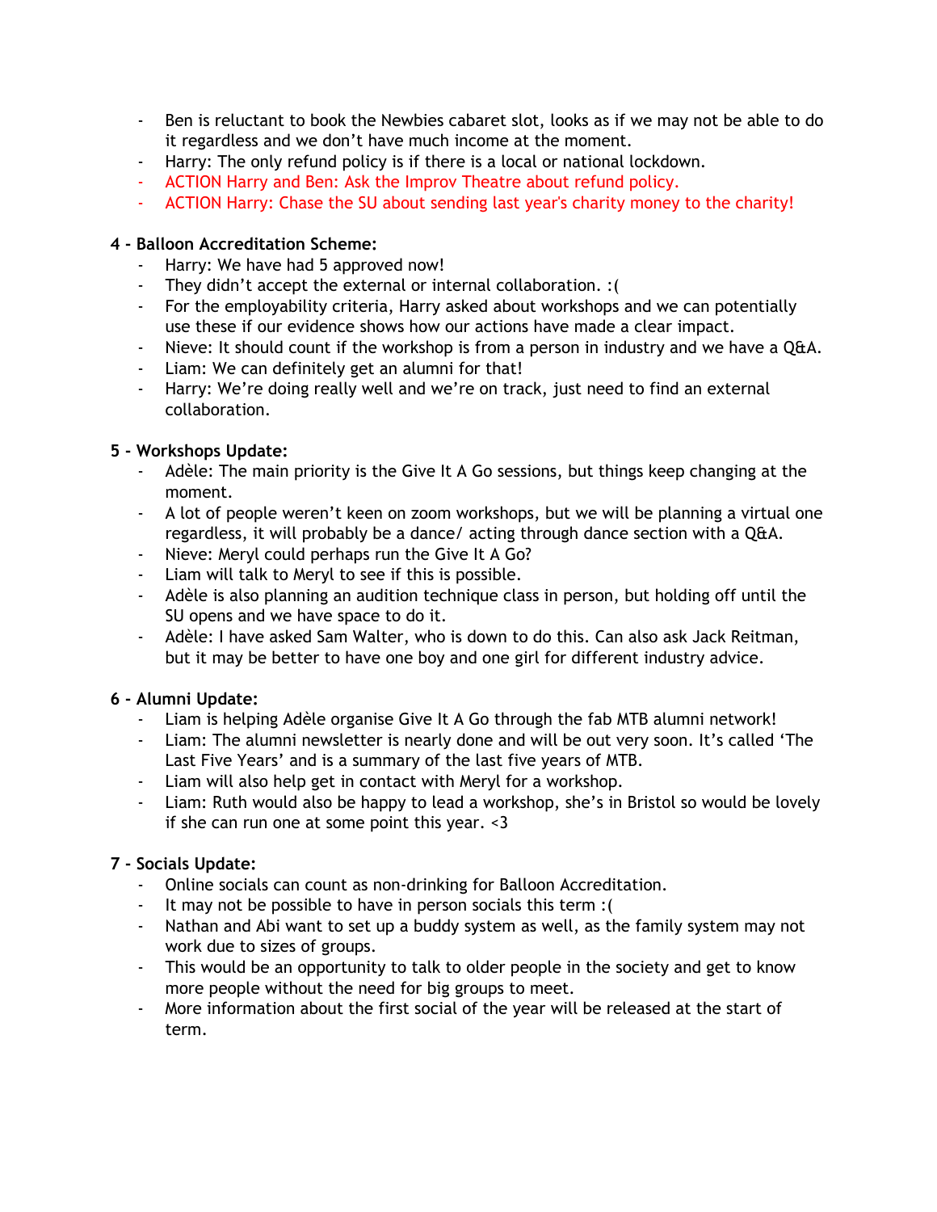- Ben is reluctant to book the Newbies cabaret slot, looks as if we may not be able to do it regardless and we don't have much income at the moment.
- Harry: The only refund policy is if there is a local or national lockdown.
- ACTION Harry and Ben: Ask the Improv Theatre about refund policy.
- ACTION Harry: Chase the SU about sending last year's charity money to the charity!

**4 - Balloon Accreditation Scheme:**

- Harry: We have had 5 approved now!
- They didn't accept the external or internal collaboration. :(
- For the employability criteria, Harry asked about workshops and we can potentially use these if our evidence shows how our actions have made a clear impact.
- Nieve: It should count if the workshop is from a person in industry and we have a Q&A.
- Liam: We can definitely get an alumni for that!
- Harry: We're doing really well and we're on track, just need to find an external collaboration.

**5 - Workshops Update:**

- Adèle: The main priority is the Give It A Go sessions, but things keep changing at the moment.
- A lot of people weren't keen on zoom workshops, but we will be planning a virtual one regardless, it will probably be a dance/ acting through dance section with a Q&A.
- Nieve: Meryl could perhaps run the Give It A Go?
- Liam will talk to Meryl to see if this is possible.
- Adèle is also planning an audition technique class in person, but holding off until the SU opens and we have space to do it.
- Adèle: I have asked Sam Walter, who is down to do this. Can also ask Jack Reitman, but it may be better to have one boy and one girl for different industry advice.

**6 - Alumni Update:**

- Liam is helping Adèle organise Give It A Go through the fab MTB alumni network!
- Liam: The alumni newsletter is nearly done and will be out very soon. It's called 'The Last Five Years' and is a summary of the last five years of MTB.
- Liam will also help get in contact with Meryl for a workshop.
- Liam: Ruth would also be happy to lead a workshop, she's in Bristol so would be lovely if she can run one at some point this year. <3

**7 - Socials Update:**

- Online socials can count as non-drinking for Balloon Accreditation.
- It may not be possible to have in person socials this term :(
- Nathan and Abi want to set up a buddy system as well, as the family system may not work due to sizes of groups.
- This would be an opportunity to talk to older people in the society and get to know more people without the need for big groups to meet.
- More information about the first social of the year will be released at the start of term.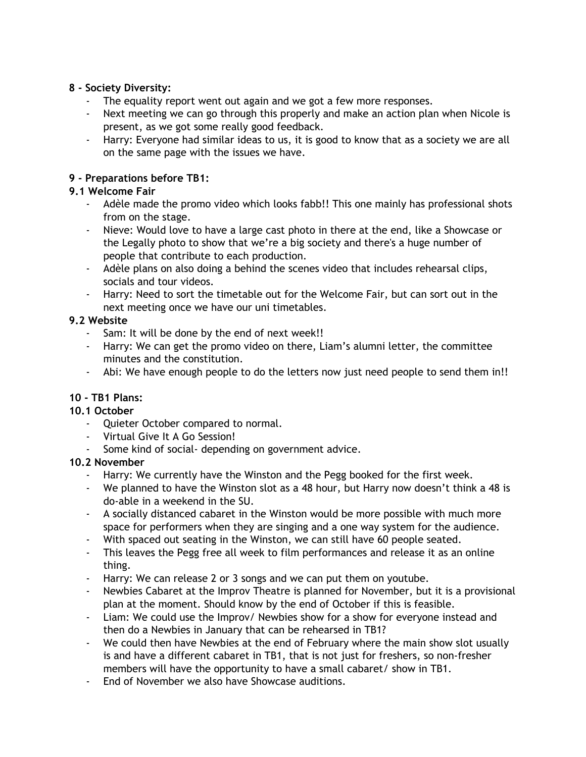**8 - Society Diversity:**

- The equality report went out again and we got a few more responses.
- Next meeting we can go through this properly and make an action plan when Nicole is present, as we got some really good feedback.
- Harry: Everyone had similar ideas to us, it is good to know that as a society we are all on the same page with the issues we have.

**9 - Preparations before TB1:**

**9.1 Welcome Fair**

- Adèle made the promo video which looks fabb!! This one mainly has professional shots from on the stage.
- Nieve: Would love to have a large cast photo in there at the end, like a Showcase or the Legally photo to show that we're a big society and there's a huge number of people that contribute to each production.
- Adèle plans on also doing a behind the scenes video that includes rehearsal clips, socials and tour videos.
- Harry: Need to sort the timetable out for the Welcome Fair, but can sort out in the next meeting once we have our uni timetables.

**9.2 Website**

- Sam: It will be done by the end of next week!!
- Harry: We can get the promo video on there, Liam's alumni letter, the committee minutes and the constitution.
- Abi: We have enough people to do the letters now just need people to send them in!!

**10 - TB1 Plans:**

**10.1 October**

- Quieter October compared to normal.
- Virtual Give It A Go Session!
- Some kind of social- depending on government advice.

**10.2 November**

- Harry: We currently have the Winston and the Pegg booked for the first week.
- We planned to have the Winston slot as a 48 hour, but Harry now doesn't think a 48 is do-able in a weekend in the SU.
- A socially distanced cabaret in the Winston would be more possible with much more space for performers when they are singing and a one way system for the audience.
- With spaced out seating in the Winston, we can still have 60 people seated.
- This leaves the Pegg free all week to film performances and release it as an online thing.
- Harry: We can release 2 or 3 songs and we can put them on youtube.
- Newbies Cabaret at the Improv Theatre is planned for November, but it is a provisional plan at the moment. Should know by the end of October if this is feasible.
- Liam: We could use the Improv/ Newbies show for a show for everyone instead and then do a Newbies in January that can be rehearsed in TB1?
- We could then have Newbies at the end of February where the main show slot usually is and have a different cabaret in TB1, that is not just for freshers, so non-fresher members will have the opportunity to have a small cabaret/ show in TB1.
- End of November we also have Showcase auditions.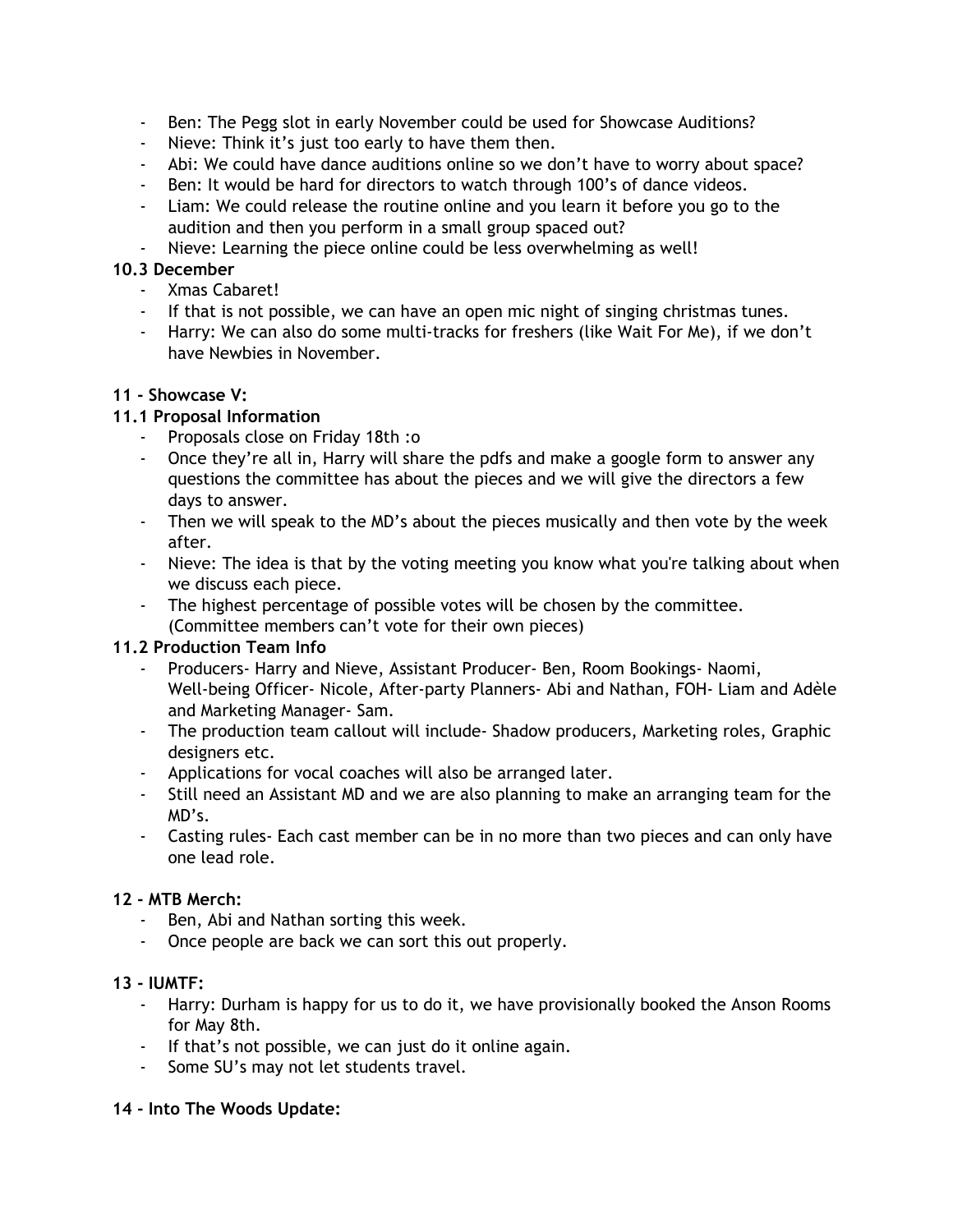- Ben: The Pegg slot in early November could be used for Showcase Auditions?
- Nieve: Think it's just too early to have them then.
- Abi: We could have dance auditions online so we don't have to worry about space?
- Ben: It would be hard for directors to watch through 100's of dance videos.
- Liam: We could release the routine online and you learn it before you go to the audition and then you perform in a small group spaced out?
- Nieve: Learning the piece online could be less overwhelming as well!

**10.3 December**

- Xmas Cabaret!
- If that is not possible, we can have an open mic night of singing christmas tunes.
- Harry: We can also do some multi-tracks for freshers (like Wait For Me), if we don't have Newbies in November.

**11 - Showcase V:**

**11.1 Proposal Information**

- Proposals close on Friday 18th :o
- Once they're all in, Harry will share the pdfs and make a google form to answer any questions the committee has about the pieces and we will give the directors a few days to answer.
- Then we will speak to the MD's about the pieces musically and then vote by the week after.
- Nieve: The idea is that by the voting meeting you know what you're talking about when we discuss each piece.
- The highest percentage of possible votes will be chosen by the committee. (Committee members can't vote for their own pieces)

**11.2 Production Team Info**

- Producers- Harry and Nieve, Assistant Producer- Ben, Room Bookings- Naomi, Well-being Officer- Nicole, After-party Planners- Abi and Nathan, FOH- Liam and Adèle and Marketing Manager- Sam.
- The production team callout will include- Shadow producers, Marketing roles, Graphic designers etc.
- Applications for vocal coaches will also be arranged later.
- Still need an Assistant MD and we are also planning to make an arranging team for the MD's.
- Casting rules- Each cast member can be in no more than two pieces and can only have one lead role.

**12 - MTB Merch:**

- Ben, Abi and Nathan sorting this week.
- Once people are back we can sort this out properly.

**13 - IUMTF:**

- Harry: Durham is happy for us to do it, we have provisionally booked the Anson Rooms for May 8th.
- If that's not possible, we can just do it online again.
- Some SU's may not let students travel.

**14 - Into The Woods Update:**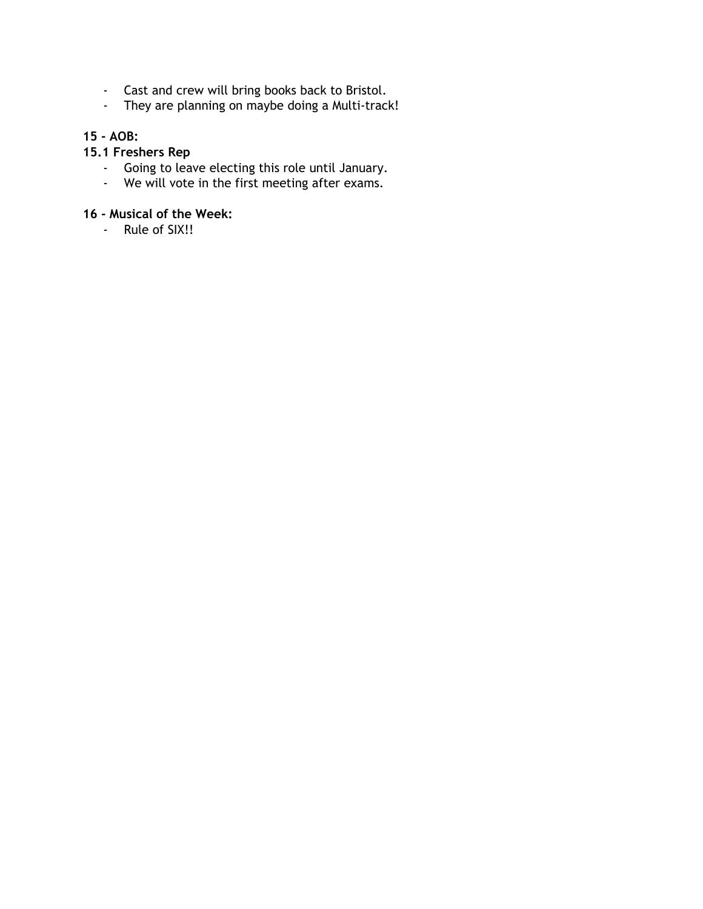- Cast and crew will bring books back to Bristol.
- They are planning on maybe doing a Multi-track!

**15 - AOB:**

**15.1 Freshers Rep**

- Going to leave electing this role until January.
- We will vote in the first meeting after exams.

**16 - Musical of the Week:**

- Rule of SIX!!